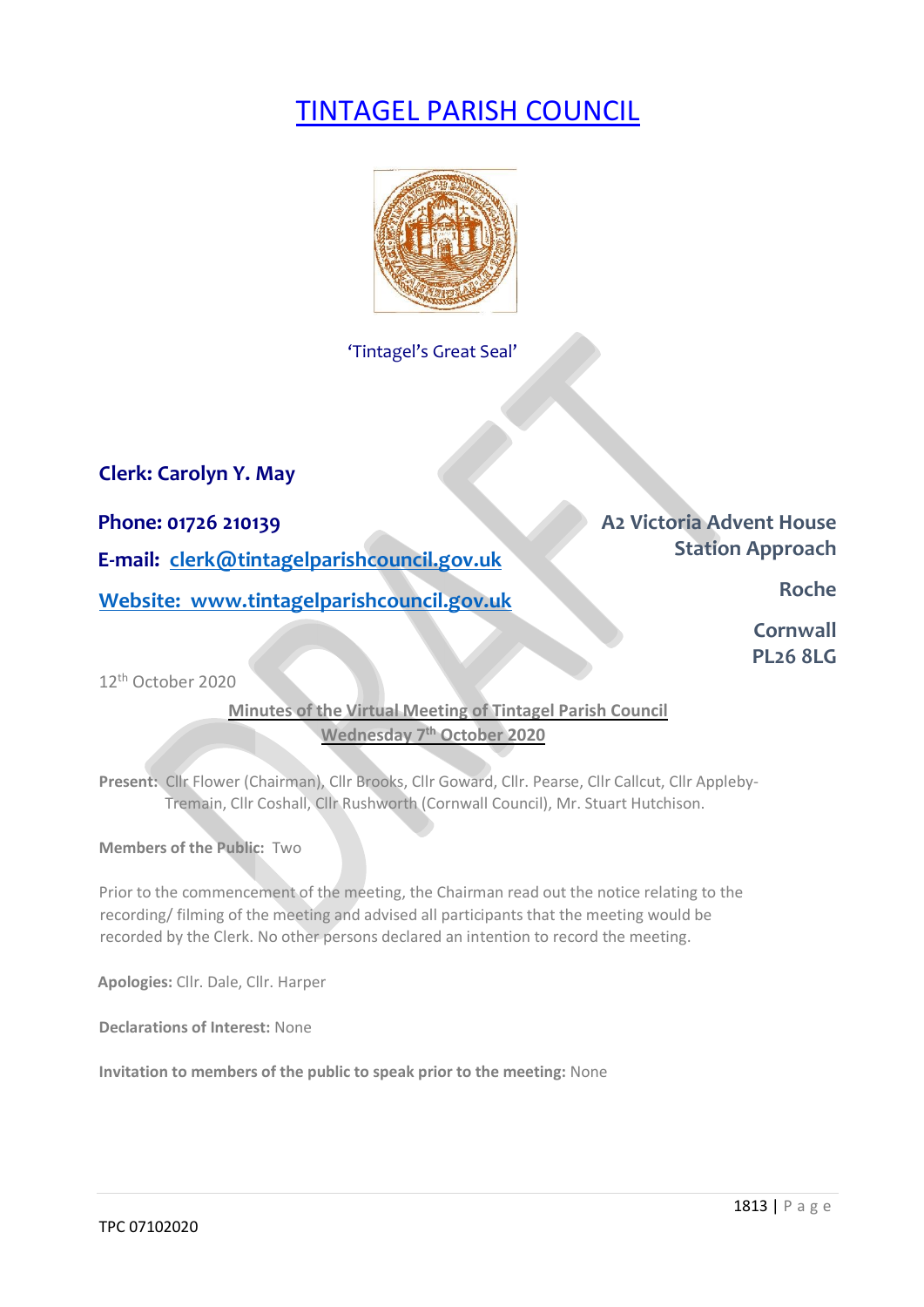# [TINTAGEL PARISH COUNCIL](#)

'Tintagel's Great Seal'

**Clerk: Carolyn Y. May**

**Phone: 01726 210139**

**E-mail: clerk@tintagelparishcouncil.gov.uk**

**Website: www.tintagelparishcouncil.gov.uk**

**A2 Victoria Advent House**
**Station Approach**
**Roche**
**Cornwall**
**PL26 8LG**

12th October 2020

**Minutes of the Virtual Meeting of Tintagel Parish Council**
**Wednesday 7th October 2020**

**Present:** Cllr Flower (Chairman), Cllr Brooks, Cllr Goward, Cllr. Pearse, Cllr Callcut, Cllr Appleby-Tremain, Cllr Coshall, Cllr Rushworth (Cornwall Council), Mr. Stuart Hutchison.

**Members of the Public:** Two

Prior to the commencement of the meeting, the Chairman read out the notice relating to the recording/ filming of the meeting and advised all participants that the meeting would be recorded by the Clerk. No other persons declared an intention to record the meeting.

**Apologies:** Cllr. Dale, Cllr. Harper

**Declarations of Interest:** None

**Invitation to members of the public to speak prior to the meeting:** None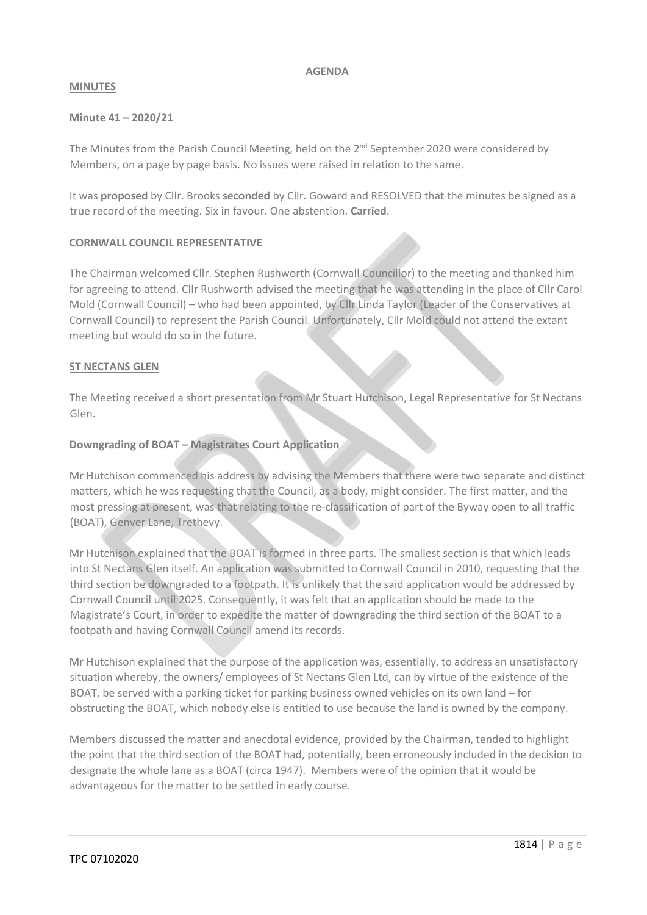**AGENDA**

**MINUTES**

**Minute 41 – 2020/21**

The Minutes from the Parish Council Meeting, held on the 2nd September 2020 were considered by Members, on a page by page basis. No issues were raised in relation to the same.

It was **proposed** by Cllr. Brooks **seconded** by Cllr. Goward and RESOLVED that the minutes be signed as a true record of the meeting. Six in favour. One abstention. **Carried**.

**CORNWALL COUNCIL REPRESENTATIVE**

The Chairman welcomed Cllr. Stephen Rushworth (Cornwall Councillor) to the meeting and thanked him for agreeing to attend. Cllr Rushworth advised the meeting that he was attending in the place of Cllr Carol Mold (Cornwall Council) – who had been appointed, by Cllr Linda Taylor (Leader of the Conservatives at Cornwall Council) to represent the Parish Council. Unfortunately, Cllr Mold could not attend the extant meeting but would do so in the future.

**ST NECTANS GLEN**

The Meeting received a short presentation from Mr Stuart Hutchison, Legal Representative for St Nectans Glen.

**Downgrading of BOAT – Magistrates Court Application**

Mr Hutchison commenced his address by advising the Members that there were two separate and distinct matters, which he was requesting that the Council, as a body, might consider. The first matter, and the most pressing at present, was that relating to the re-classification of part of the Byway open to all traffic (BOAT), Genver Lane, Trethevy.

Mr Hutchison explained that the BOAT is formed in three parts. The smallest section is that which leads into St Nectans Glen itself. An application was submitted to Cornwall Council in 2010, requesting that the third section be downgraded to a footpath. It is unlikely that the said application would be addressed by Cornwall Council until 2025. Consequently, it was felt that an application should be made to the Magistrate's Court, in order to expedite the matter of downgrading the third section of the BOAT to a footpath and having Cornwall Council amend its records.

Mr Hutchison explained that the purpose of the application was, essentially, to address an unsatisfactory situation whereby, the owners/ employees of St Nectans Glen Ltd, can by virtue of the existence of the BOAT, be served with a parking ticket for parking business owned vehicles on its own land – for obstructing the BOAT, which nobody else is entitled to use because the land is owned by the company.

Members discussed the matter and anecdotal evidence, provided by the Chairman, tended to highlight the point that the third section of the BOAT had, potentially, been erroneously included in the decision to designate the whole lane as a BOAT (circa 1947). Members were of the opinion that it would be advantageous for the matter to be settled in early course.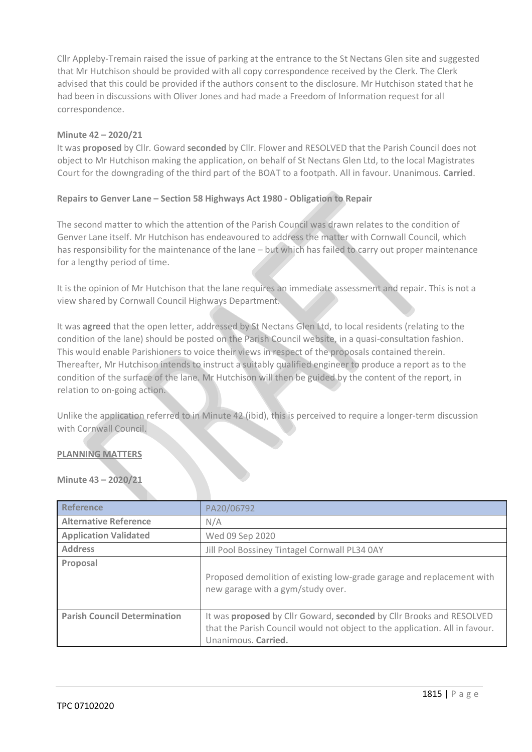Cllr Appleby-Tremain raised the issue of parking at the entrance to the St Nectans Glen site and suggested that Mr Hutchison should be provided with all copy correspondence received by the Clerk. The Clerk advised that this could be provided if the authors consent to the disclosure. Mr Hutchison stated that he had been in discussions with Oliver Jones and had made a Freedom of Information request for all correspondence.

**Minute 42 – 2020/21**

It was **proposed** by Cllr. Goward **seconded** by Cllr. Flower and RESOLVED that the Parish Council does not object to Mr Hutchison making the application, on behalf of St Nectans Glen Ltd, to the local Magistrates Court for the downgrading of the third part of the BOAT to a footpath. All in favour. Unanimous. **Carried**.

**Repairs to Genver Lane – Section 58 Highways Act 1980 - Obligation to Repair**

The second matter to which the attention of the Parish Council was drawn relates to the condition of Genver Lane itself. Mr Hutchison has endeavoured to address the matter with Cornwall Council, which has responsibility for the maintenance of the lane – but which has failed to carry out proper maintenance for a lengthy period of time.

It is the opinion of Mr Hutchison that the lane requires an immediate assessment and repair. This is not a view shared by Cornwall Council Highways Department.

It was **agreed** that the open letter, addressed by St Nectans Glen Ltd, to local residents (relating to the condition of the lane) should be posted on the Parish Council website, in a quasi-consultation fashion. This would enable Parishioners to voice their views in respect of the proposals contained therein. Thereafter, Mr Hutchison intends to instruct a suitably qualified engineer to produce a report as to the condition of the surface of the lane. Mr Hutchison will then be guided by the content of the report, in relation to on-going action.

Unlike the application referred to in Minute 42 (ibid), this is perceived to require a longer-term discussion with Cornwall Council.

**PLANNING MATTERS**

**Minute 43 – 2020/21**

| Reference | PA20/06792 |
|---|---|
| Alternative Reference | N/A |
| Application Validated | Wed 09 Sep 2020 |
| Address | Jill Pool Bossiney Tintagel Cornwall PL34 0AY |
| Proposal | Proposed demolition of existing low-grade garage and replacement with new garage with a gym/study over. |
| Parish Council Determination | It was **proposed** by Cllr Goward, **seconded** by Cllr Brooks and RESOLVED that the Parish Council would not object to the application. All in favour. Unanimous. **Carried.** |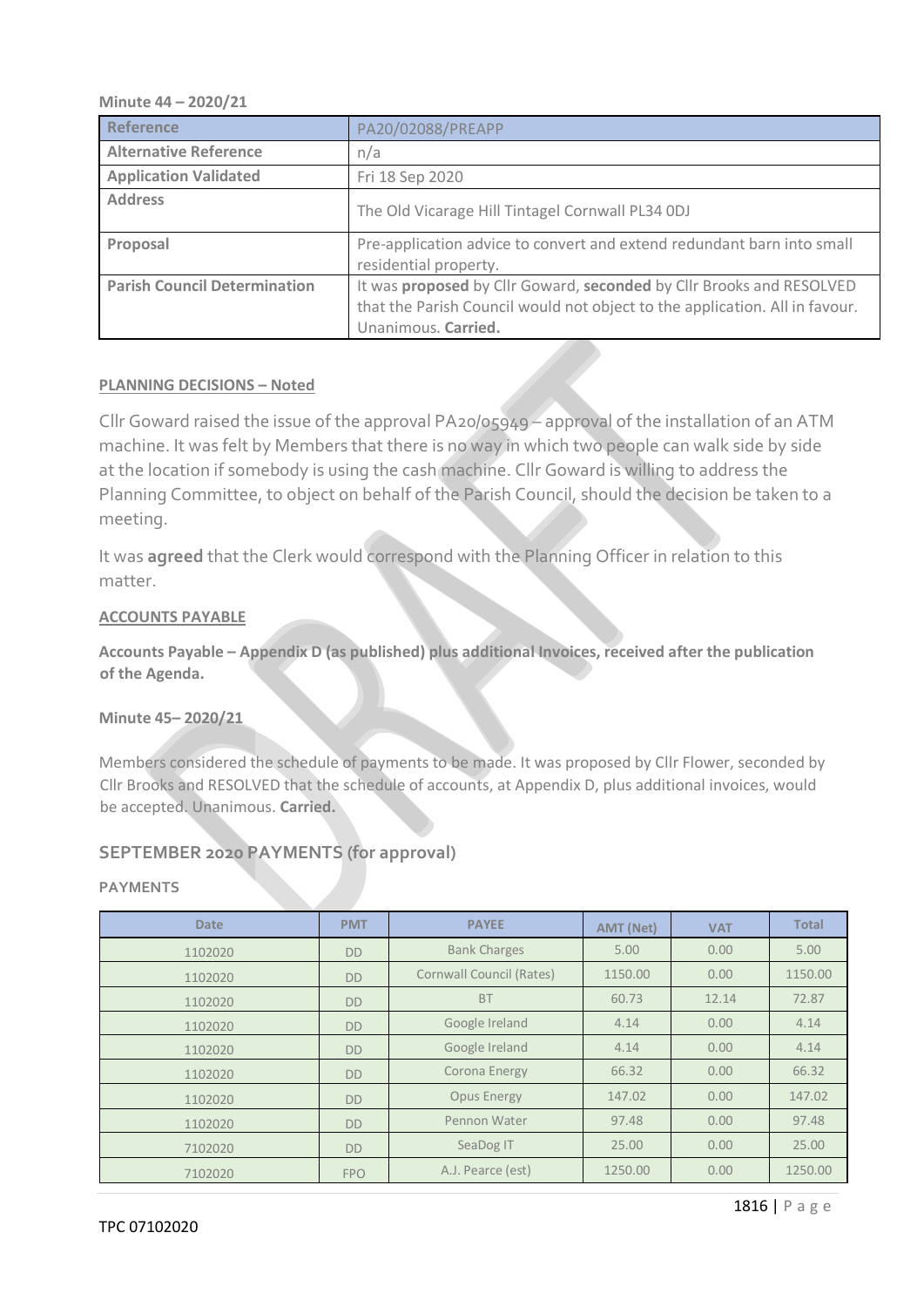**Minute 44 – 2020/21**

| Reference | PA20/02088/PREAPP |
|---|---|
| Alternative Reference | n/a |
| Application Validated | Fri 18 Sep 2020 |
| Address | The Old Vicarage Hill Tintagel Cornwall PL34 0DJ |
| Proposal | Pre-application advice to convert and extend redundant barn into small residential property. |
| Parish Council Determination | It was **proposed** by Cllr Goward, **seconded** by Cllr Brooks and RESOLVED that the Parish Council would not object to the application. All in favour. Unanimous. **Carried.** |

**PLANNING DECISIONS – Noted**

Cllr Goward raised the issue of the approval PA20/05949 – approval of the installation of an ATM machine. It was felt by Members that there is no way in which two people can walk side by side at the location if somebody is using the cash machine. Cllr Goward is willing to address the Planning Committee, to object on behalf of the Parish Council, should the decision be taken to a meeting.

It was **agreed** that the Clerk would correspond with the Planning Officer in relation to this matter.

**ACCOUNTS PAYABLE**

**Accounts Payable – Appendix D (as published) plus additional Invoices, received after the publication of the Agenda.**

**Minute 45– 2020/21**

Members considered the schedule of payments to be made. It was proposed by Cllr Flower, seconded by Cllr Brooks and RESOLVED that the schedule of accounts, at Appendix D, plus additional invoices, would be accepted. Unanimous. **Carried.**

## SEPTEMBER 2020 PAYMENTS (for approval)

**PAYMENTS**

| Date | PMT | PAYEE | AMT (Net) | VAT | Total |
|---|---|---|---|---|---|
| 1102020 | DD | Bank Charges | 5.00 | 0.00 | 5.00 |
| 1102020 | DD | Cornwall Council (Rates) | 1150.00 | 0.00 | 1150.00 |
| 1102020 | DD | BT | 60.73 | 12.14 | 72.87 |
| 1102020 | DD | Google Ireland | 4.14 | 0.00 | 4.14 |
| 1102020 | DD | Google Ireland | 4.14 | 0.00 | 4.14 |
| 1102020 | DD | Corona Energy | 66.32 | 0.00 | 66.32 |
| 1102020 | DD | Opus Energy | 147.02 | 0.00 | 147.02 |
| 1102020 | DD | Pennon Water | 97.48 | 0.00 | 97.48 |
| 7102020 | DD | SeaDog IT | 25.00 | 0.00 | 25.00 |
| 7102020 | FPO | A.J. Pearce (est) | 1250.00 | 0.00 | 1250.00 |

TPC 07102020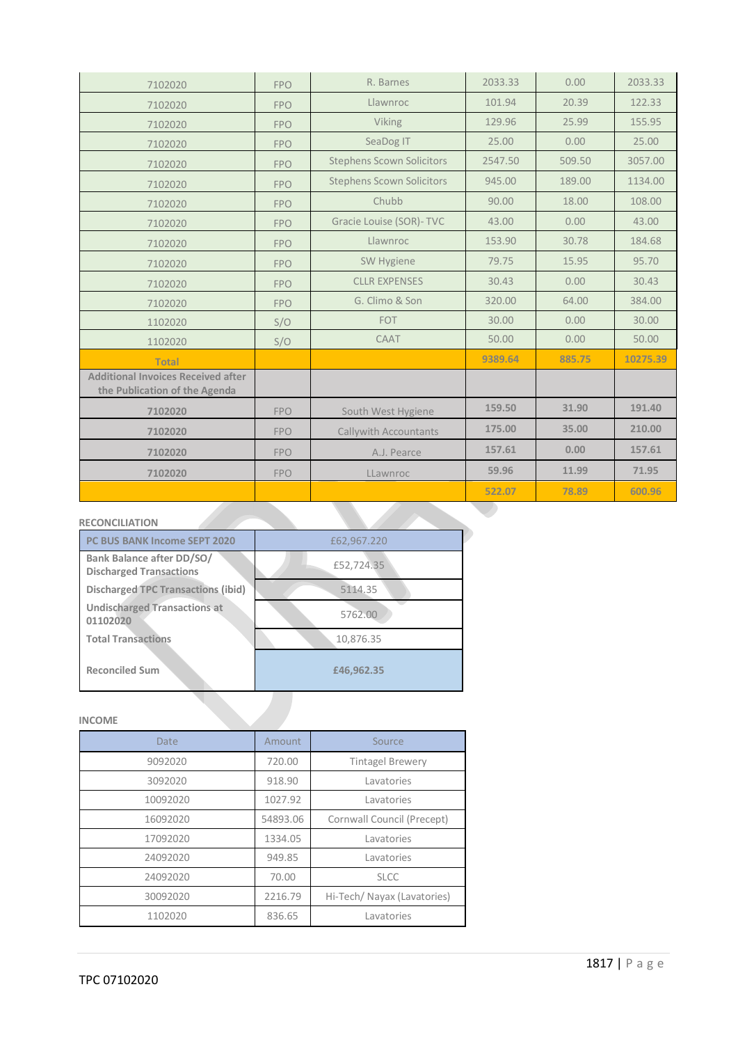| 7102020 | FPO | R. Barnes | 2033.33 | 0.00 | 2033.33 |
|---|---|---|---|---|---|
| 7102020 | FPO | Llawnroc | 101.94 | 20.39 | 122.33 |
| 7102020 | FPO | Viking | 129.96 | 25.99 | 155.95 |
| 7102020 | FPO | SeaDog IT | 25.00 | 0.00 | 25.00 |
| 7102020 | FPO | Stephens Scown Solicitors | 2547.50 | 509.50 | 3057.00 |
| 7102020 | FPO | Stephens Scown Solicitors | 945.00 | 189.00 | 1134.00 |
| 7102020 | FPO | Chubb | 90.00 | 18.00 | 108.00 |
| 7102020 | FPO | Gracie Louise (SOR)- TVC | 43.00 | 0.00 | 43.00 |
| 7102020 | FPO | Llawnroc | 153.90 | 30.78 | 184.68 |
| 7102020 | FPO | SW Hygiene | 79.75 | 15.95 | 95.70 |
| 7102020 | FPO | CLLR EXPENSES | 30.43 | 0.00 | 30.43 |
| 7102020 | FPO | G. Climo & Son | 320.00 | 64.00 | 384.00 |
| 1102020 | S/O | FOT | 30.00 | 0.00 | 30.00 |
| 1102020 | S/O | CAAT | 50.00 | 0.00 | 50.00 |
| **Total** | | | **9389.64** | **885.75** | **10275.39** |
| **Additional Invoices Received after the Publication of the Agenda** | | | | | |
| **7102020** | FPO | South West Hygiene | **159.50** | **31.90** | **191.40** |
| **7102020** | FPO | Callywith Accountants | **175.00** | **35.00** | **210.00** |
| **7102020** | FPO | A.J. Pearce | **157.61** | **0.00** | **157.61** |
| **7102020** | FPO | LLawnroc | **59.96** | **11.99** | **71.95** |
| | | | **522.07** | **78.89** | **600.96** |

**RECONCILIATION**

| **PC BUS BANK Income SEPT 2020** | £62,967.220 |
|---|---|
| **Bank Balance after DD/SO/ Discharged Transactions** | £52,724.35 |
| **Discharged TPC Transactions (ibid)** | 5114.35 |
| **Undischarged Transactions at 01102020** | 5762.00 |
| **Total Transactions** | 10,876.35 |
| **Reconciled Sum** | **£46,962.35** |

**INCOME**

| Date | Amount | Source |
|---|---|---|
| 9092020 | 720.00 | Tintagel Brewery |
| 3092020 | 918.90 | Lavatories |
| 10092020 | 1027.92 | Lavatories |
| 16092020 | 54893.06 | Cornwall Council (Precept) |
| 17092020 | 1334.05 | Lavatories |
| 24092020 | 949.85 | Lavatories |
| 24092020 | 70.00 | SLCC |
| 30092020 | 2216.79 | Hi-Tech/ Nayax (Lavatories) |
| 1102020 | 836.65 | Lavatories |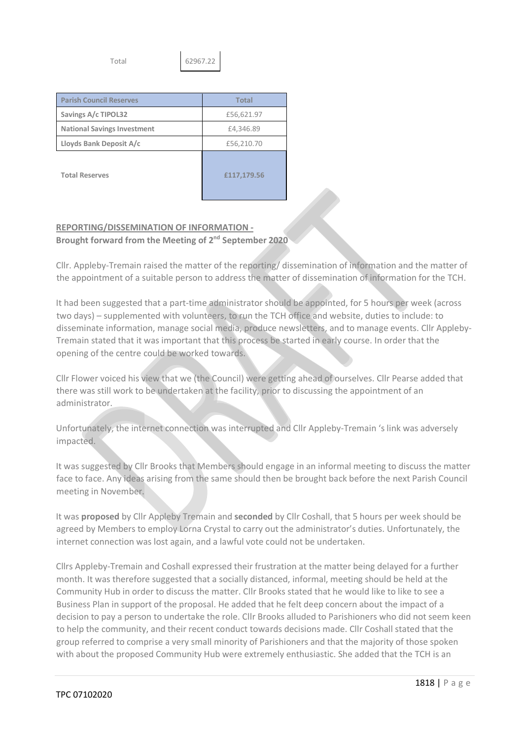Total 62967.22

| Parish Council Reserves | Total |
|---|---|
| Savings A/c TIPOL32 | £56,621.97 |
| National Savings Investment | £4,346.89 |
| Lloyds Bank Deposit A/c | £56,210.70 |
| Total Reserves | £117,179.56 |

**REPORTING/DISSEMINATION OF INFORMATION -**
**Brought forward from the Meeting of 2nd September 2020**

Cllr. Appleby-Tremain raised the matter of the reporting/ dissemination of information and the matter of the appointment of a suitable person to address the matter of dissemination of information for the TCH.

It had been suggested that a part-time administrator should be appointed, for 5 hours per week (across two days) – supplemented with volunteers, to run the TCH office and website, duties to include: to disseminate information, manage social media, produce newsletters, and to manage events. Cllr Appleby-Tremain stated that it was important that this process be started in early course. In order that the opening of the centre could be worked towards.

Cllr Flower voiced his view that we (the Council) were getting ahead of ourselves. Cllr Pearse added that there was still work to be undertaken at the facility, prior to discussing the appointment of an administrator.

Unfortunately, the internet connection was interrupted and Cllr Appleby-Tremain 's link was adversely impacted.

It was suggested by Cllr Brooks that Members should engage in an informal meeting to discuss the matter face to face. Any ideas arising from the same should then be brought back before the next Parish Council meeting in November.

It was **proposed** by Cllr Appleby Tremain and **seconded** by Cllr Coshall, that 5 hours per week should be agreed by Members to employ Lorna Crystal to carry out the administrator's duties. Unfortunately, the internet connection was lost again, and a lawful vote could not be undertaken.

Cllrs Appleby-Tremain and Coshall expressed their frustration at the matter being delayed for a further month. It was therefore suggested that a socially distanced, informal, meeting should be held at the Community Hub in order to discuss the matter. Cllr Brooks stated that he would like to like to see a Business Plan in support of the proposal. He added that he felt deep concern about the impact of a decision to pay a person to undertake the role. Cllr Brooks alluded to Parishioners who did not seem keen to help the community, and their recent conduct towards decisions made. Cllr Coshall stated that the group referred to comprise a very small minority of Parishioners and that the majority of those spoken with about the proposed Community Hub were extremely enthusiastic. She added that the TCH is an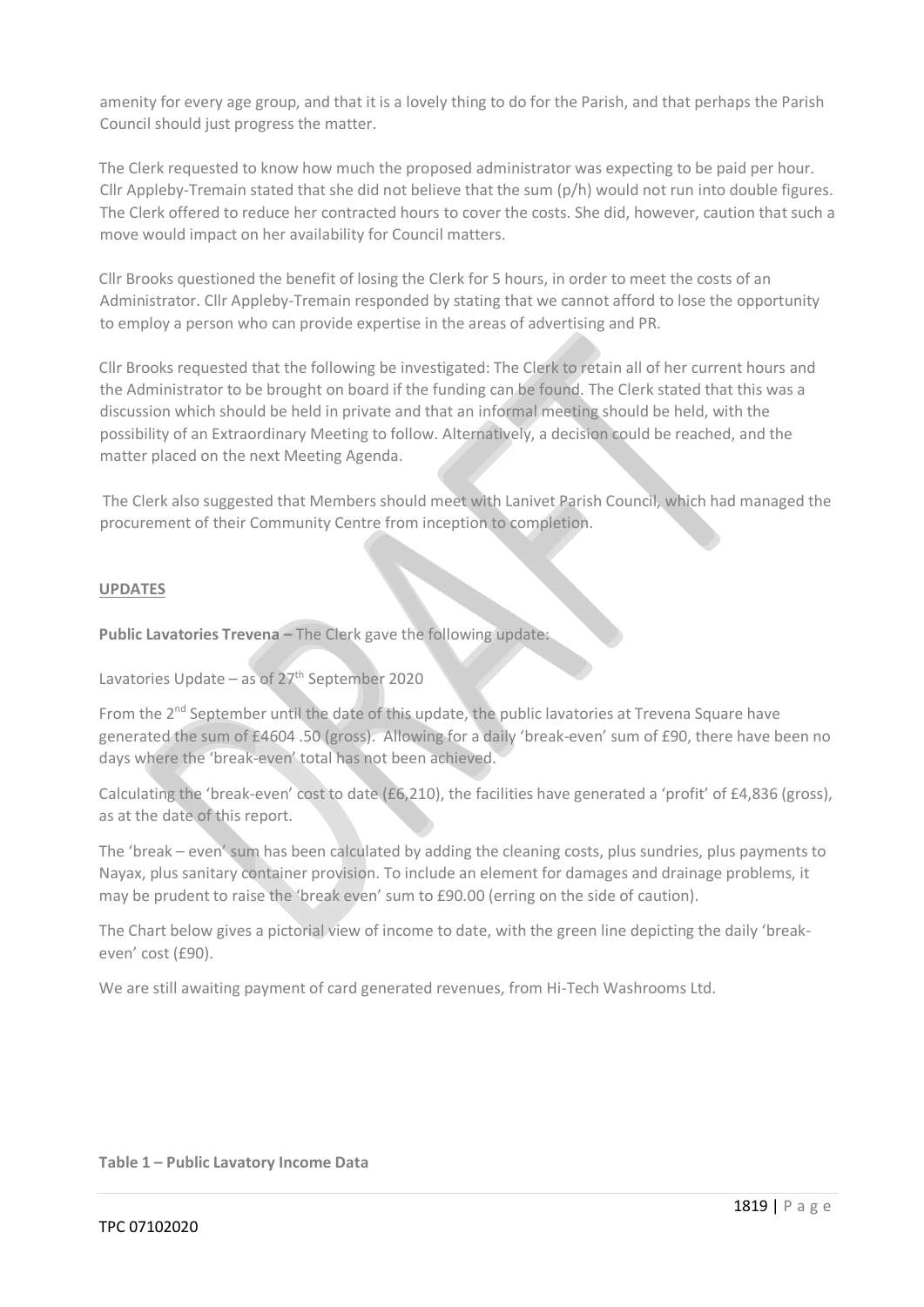amenity for every age group, and that it is a lovely thing to do for the Parish, and that perhaps the Parish Council should just progress the matter.

The Clerk requested to know how much the proposed administrator was expecting to be paid per hour. Cllr Appleby-Tremain stated that she did not believe that the sum (p/h) would not run into double figures. The Clerk offered to reduce her contracted hours to cover the costs. She did, however, caution that such a move would impact on her availability for Council matters.

Cllr Brooks questioned the benefit of losing the Clerk for 5 hours, in order to meet the costs of an Administrator. Cllr Appleby-Tremain responded by stating that we cannot afford to lose the opportunity to employ a person who can provide expertise in the areas of advertising and PR.

Cllr Brooks requested that the following be investigated: The Clerk to retain all of her current hours and the Administrator to be brought on board if the funding can be found. The Clerk stated that this was a discussion which should be held in private and that an informal meeting should be held, with the possibility of an Extraordinary Meeting to follow. Alternatively, a decision could be reached, and the matter placed on the next Meeting Agenda.

The Clerk also suggested that Members should meet with Lanivet Parish Council, which had managed the procurement of their Community Centre from inception to completion.

## UPDATES

**Public Lavatories Trevena –** The Clerk gave the following update:

Lavatories Update – as of 27th September 2020

From the 2nd September until the date of this update, the public lavatories at Trevena Square have generated the sum of £4604 .50 (gross). Allowing for a daily 'break-even' sum of £90, there have been no days where the 'break-even' total has not been achieved.

Calculating the 'break-even' cost to date (£6,210), the facilities have generated a 'profit' of £4,836 (gross), as at the date of this report.

The 'break – even' sum has been calculated by adding the cleaning costs, plus sundries, plus payments to Nayax, plus sanitary container provision. To include an element for damages and drainage problems, it may be prudent to raise the 'break even' sum to £90.00 (erring on the side of caution).

The Chart below gives a pictorial view of income to date, with the green line depicting the daily 'break-even' cost (£90).

We are still awaiting payment of card generated revenues, from Hi-Tech Washrooms Ltd.

**Table 1 – Public Lavatory Income Data**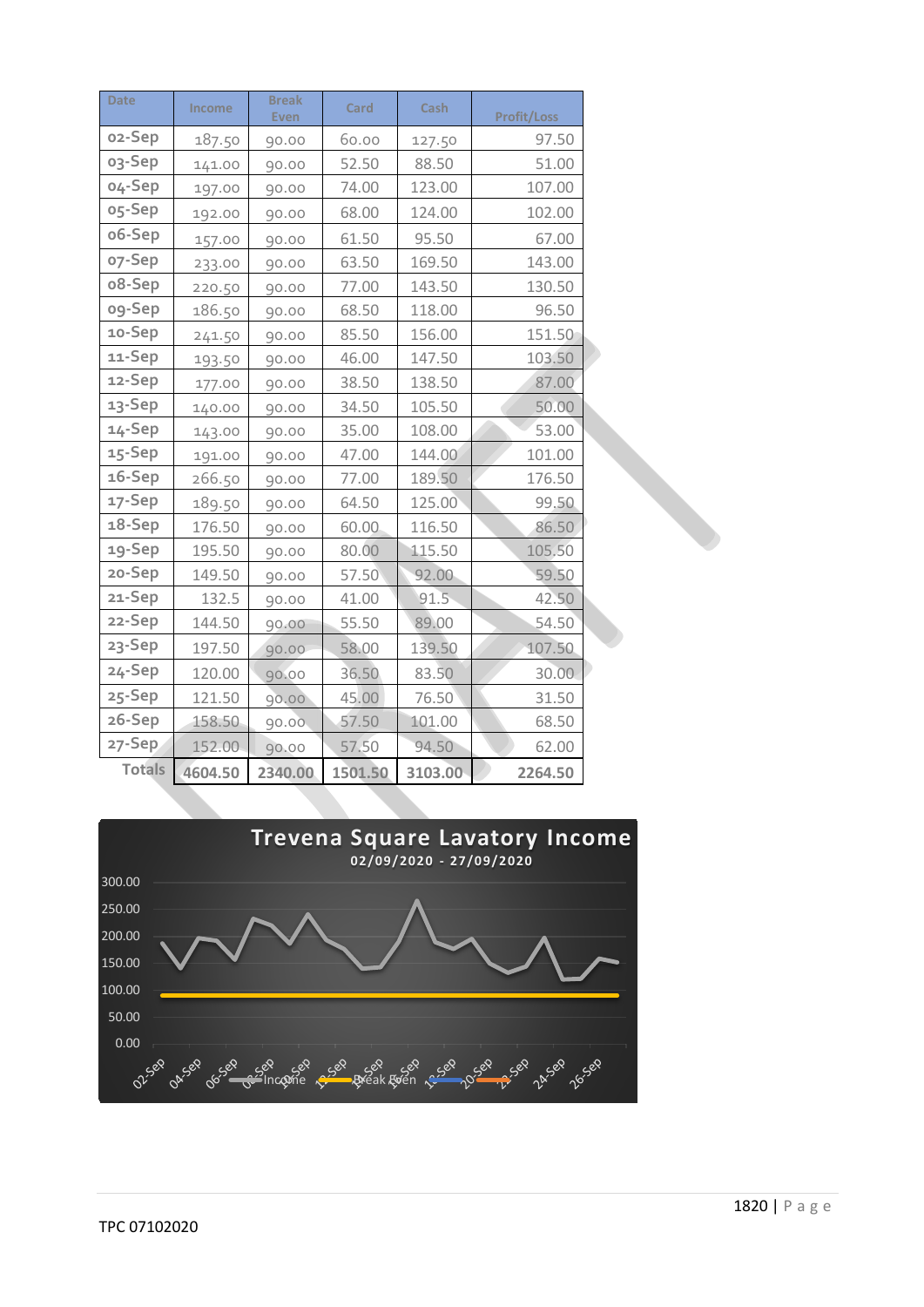| Date | Income | Break Even | Card | Cash | Profit/Loss |
|---|---|---|---|---|---|
| 02-Sep | 187.50 | 90.00 | 60.00 | 127.50 | 97.50 |
| 03-Sep | 141.00 | 90.00 | 52.50 | 88.50 | 51.00 |
| 04-Sep | 197.00 | 90.00 | 74.00 | 123.00 | 107.00 |
| 05-Sep | 192.00 | 90.00 | 68.00 | 124.00 | 102.00 |
| 06-Sep | 157.00 | 90.00 | 61.50 | 95.50 | 67.00 |
| 07-Sep | 233.00 | 90.00 | 63.50 | 169.50 | 143.00 |
| 08-Sep | 220.50 | 90.00 | 77.00 | 143.50 | 130.50 |
| 09-Sep | 186.50 | 90.00 | 68.50 | 118.00 | 96.50 |
| 10-Sep | 241.50 | 90.00 | 85.50 | 156.00 | 151.50 |
| 11-Sep | 193.50 | 90.00 | 46.00 | 147.50 | 103.50 |
| 12-Sep | 177.00 | 90.00 | 38.50 | 138.50 | 87.00 |
| 13-Sep | 140.00 | 90.00 | 34.50 | 105.50 | 50.00 |
| 14-Sep | 143.00 | 90.00 | 35.00 | 108.00 | 53.00 |
| 15-Sep | 191.00 | 90.00 | 47.00 | 144.00 | 101.00 |
| 16-Sep | 266.50 | 90.00 | 77.00 | 189.50 | 176.50 |
| 17-Sep | 189.50 | 90.00 | 64.50 | 125.00 | 99.50 |
| 18-Sep | 176.50 | 90.00 | 60.00 | 116.50 | 86.50 |
| 19-Sep | 195.50 | 90.00 | 80.00 | 115.50 | 105.50 |
| 20-Sep | 149.50 | 90.00 | 57.50 | 92.00 | 59.50 |
| 21-Sep | 132.5 | 90.00 | 41.00 | 91.5 | 42.50 |
| 22-Sep | 144.50 | 90.00 | 55.50 | 89.00 | 54.50 |
| 23-Sep | 197.50 | 90.00 | 58.00 | 139.50 | 107.50 |
| 24-Sep | 120.00 | 90.00 | 36.50 | 83.50 | 30.00 |
| 25-Sep | 121.50 | 90.00 | 45.00 | 76.50 | 31.50 |
| 26-Sep | 158.50 | 90.00 | 57.50 | 101.00 | 68.50 |
| 27-Sep | 152.00 | 90.00 | 57.50 | 94.50 | 62.00 |
| Totals | 4604.50 | 2340.00 | 1501.50 | 3103.00 | 2264.50 |

**Trevena Square Lavatory Income**

02/09/2020 - 27/09/2020

TPC 07102020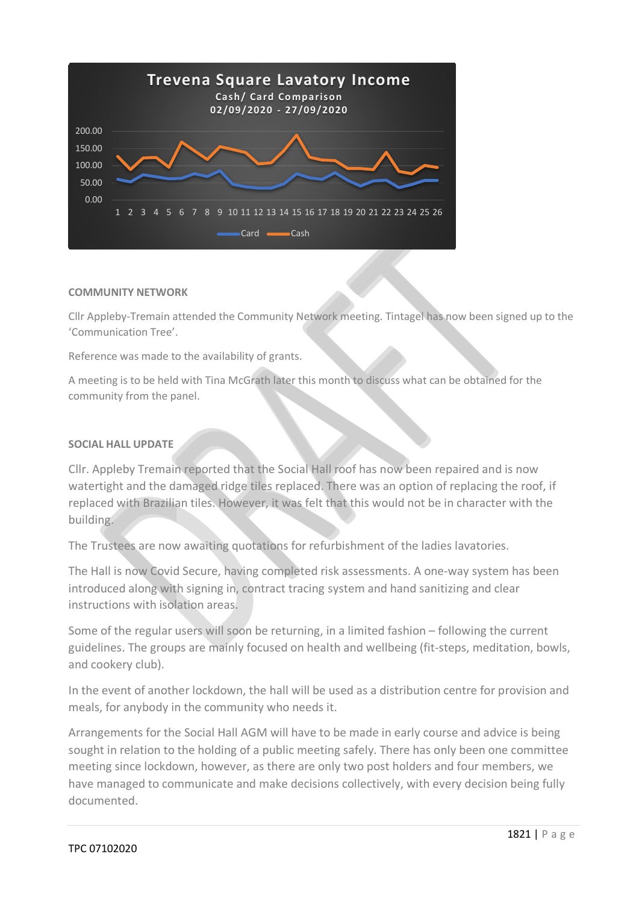**Trevena Square Lavatory Income**

Cash/ Card Comparison

02/09/2020 - 27/09/2020

## COMMUNITY NETWORK

Cllr Appleby-Tremain attended the Community Network meeting. Tintagel has now been signed up to the 'Communication Tree'.

Reference was made to the availability of grants.

A meeting is to be held with Tina McGrath later this month to discuss what can be obtained for the community from the panel.

## SOCIAL HALL UPDATE

Cllr. Appleby Tremain reported that the Social Hall roof has now been repaired and is now watertight and the damaged ridge tiles replaced. There was an option of replacing the roof, if replaced with Brazilian tiles. However, it was felt that this would not be in character with the building.

The Trustees are now awaiting quotations for refurbishment of the ladies lavatories.

The Hall is now Covid Secure, having completed risk assessments. A one-way system has been introduced along with signing in, contract tracing system and hand sanitizing and clear instructions with isolation areas.

Some of the regular users will soon be returning, in a limited fashion – following the current guidelines. The groups are mainly focused on health and wellbeing (fit-steps, meditation, bowls, and cookery club).

In the event of another lockdown, the hall will be used as a distribution centre for provision and meals, for anybody in the community who needs it.

Arrangements for the Social Hall AGM will have to be made in early course and advice is being sought in relation to the holding of a public meeting safely. There has only been one committee meeting since lockdown, however, as there are only two post holders and four members, we have managed to communicate and make decisions collectively, with every decision being fully documented.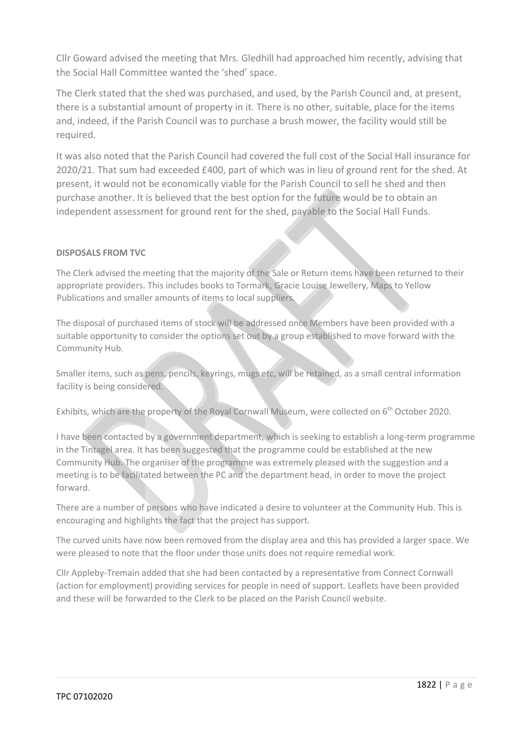Cllr Goward advised the meeting that Mrs. Gledhill had approached him recently, advising that the Social Hall Committee wanted the 'shed' space.

The Clerk stated that the shed was purchased, and used, by the Parish Council and, at present, there is a substantial amount of property in it. There is no other, suitable, place for the items and, indeed, if the Parish Council was to purchase a brush mower, the facility would still be required.

It was also noted that the Parish Council had covered the full cost of the Social Hall insurance for 2020/21. That sum had exceeded £400, part of which was in lieu of ground rent for the shed. At present, it would not be economically viable for the Parish Council to sell he shed and then purchase another. It is believed that the best option for the future would be to obtain an independent assessment for ground rent for the shed, payable to the Social Hall Funds.

**DISPOSALS FROM TVC**

The Clerk advised the meeting that the majority of the Sale or Return items have been returned to their appropriate providers. This includes books to Tormark, Gracie Louise Jewellery, Maps to Yellow Publications and smaller amounts of items to local suppliers.

The disposal of purchased items of stock will be addressed once Members have been provided with a suitable opportunity to consider the options set out by a group established to move forward with the Community Hub.

Smaller items, such as pens, pencils, keyrings, mugs etc, will be retained, as a small central information facility is being considered.

Exhibits, which are the property of the Royal Cornwall Museum, were collected on 6th October 2020.

I have been contacted by a government department, which is seeking to establish a long-term programme in the Tintagel area. It has been suggested that the programme could be established at the new Community Hub. The organiser of the programme was extremely pleased with the suggestion and a meeting is to be facilitated between the PC and the department head, in order to move the project forward.

There are a number of persons who have indicated a desire to volunteer at the Community Hub. This is encouraging and highlights the fact that the project has support.

The curved units have now been removed from the display area and this has provided a larger space. We were pleased to note that the floor under those units does not require remedial work.

Cllr Appleby-Tremain added that she had been contacted by a representative from Connect Cornwall (action for employment) providing services for people in need of support. Leaflets have been provided and these will be forwarded to the Clerk to be placed on the Parish Council website.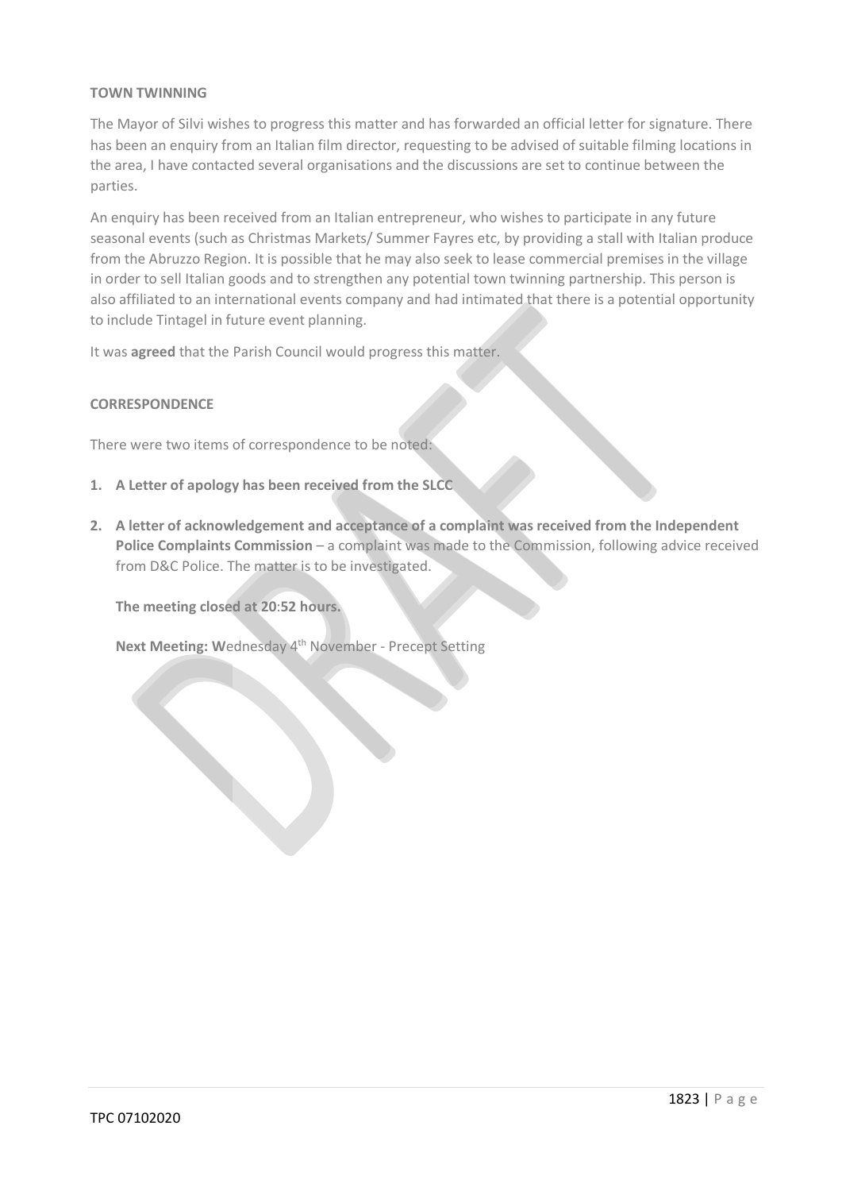**TOWN TWINNING**

The Mayor of Silvi wishes to progress this matter and has forwarded an official letter for signature. There has been an enquiry from an Italian film director, requesting to be advised of suitable filming locations in the area, I have contacted several organisations and the discussions are set to continue between the parties.

An enquiry has been received from an Italian entrepreneur, who wishes to participate in any future seasonal events (such as Christmas Markets/ Summer Fayres etc, by providing a stall with Italian produce from the Abruzzo Region. It is possible that he may also seek to lease commercial premises in the village in order to sell Italian goods and to strengthen any potential town twinning partnership. This person is also affiliated to an international events company and had intimated that there is a potential opportunity to include Tintagel in future event planning.

It was **agreed** that the Parish Council would progress this matter.

**CORRESPONDENCE**

There were two items of correspondence to be noted:

1. **A Letter of apology has been received from the SLCC**
2. **A letter of acknowledgement and acceptance of a complaint was received from the Independent Police Complaints Commission** – a complaint was made to the Commission, following advice received from D&C Police. The matter is to be investigated.

**The meeting closed at 20:52 hours.**

**Next Meeting: W**ednesday 4th November - Precept Setting